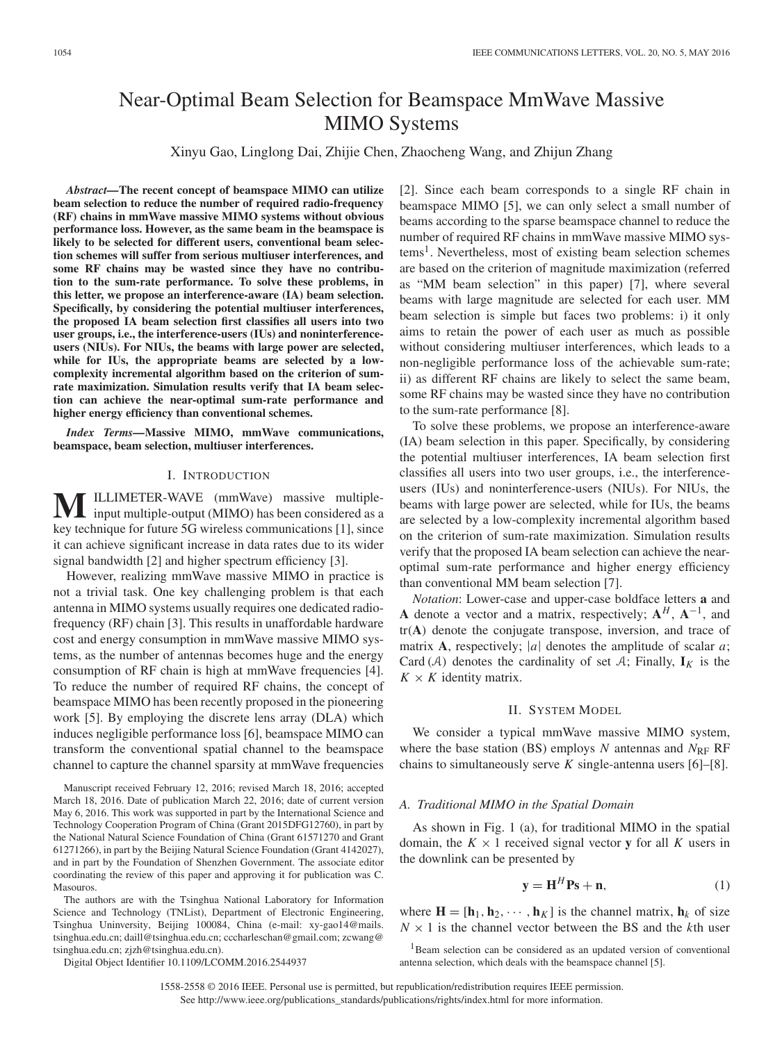# Near-Optimal Beam Selection for Beamspace MmWave Massive MIMO Systems

Xinyu Gao, Linglong Dai, Zhijie Chen, Zhaocheng Wang, and Zhijun Zhang

***Abstract*—The recent concept of beamspace MIMO can utilize beam selection to reduce the number of required radio-frequency (RF) chains in mmWave massive MIMO systems without obvious performance loss. However, as the same beam in the beamspace is likely to be selected for different users, conventional beam selection schemes will suffer from serious multiuser interferences, and some RF chains may be wasted since they have no contribution to the sum-rate performance. To solve these problems, in this letter, we propose an interference-aware (IA) beam selection. Specifically, by considering the potential multiuser interferences, the proposed IA beam selection first classifies all users into two user groups, i.e., the interference-users (IUs) and noninterference-users (NIUs). For NIUs, the beams with large power are selected, while for IUs, the appropriate beams are selected by a low-complexity incremental algorithm based on the criterion of sum-rate maximization. Simulation results verify that IA beam selection can achieve the near-optimal sum-rate performance and higher energy efficiency than conventional schemes.**

***Index Terms*—Massive MIMO, mmWave communications, beamspace, beam selection, multiuser interferences.**

## I. Introduction

Millimeter-wave (mmWave) massive multiple-input multiple-output (MIMO) has been considered as a key technique for future 5G wireless communications [1], since it can achieve significant increase in data rates due to its wider signal bandwidth [2] and higher spectrum efficiency [3].

However, realizing mmWave massive MIMO in practice is not a trivial task. One key challenging problem is that each antenna in MIMO systems usually requires one dedicated radio-frequency (RF) chain [3]. This results in unaffordable hardware cost and energy consumption in mmWave massive MIMO systems, as the number of antennas becomes huge and the energy consumption of RF chain is high at mmWave frequencies [4]. To reduce the number of required RF chains, the concept of beamspace MIMO has been recently proposed in the pioneering work [5]. By employing the discrete lens array (DLA) which induces negligible performance loss [6], beamspace MIMO can transform the conventional spatial channel to the beamspace channel to capture the channel sparsity at mmWave frequencies [2]. Since each beam corresponds to a single RF chain in beamspace MIMO [5], we can only select a small number of beams according to the sparse beamspace channel to reduce the number of required RF chains in mmWave massive MIMO systems[1]. Nevertheless, most of existing beam selection schemes are based on the criterion of magnitude maximization (referred as "MM beam selection" in this paper) [7], where several beams with large magnitude are selected for each user. MM beam selection is simple but faces two problems: i) it only aims to retain the power of each user as much as possible without considering multiuser interferences, which leads to a non-negligible performance loss of the achievable sum-rate; ii) as different RF chains are likely to select the same beam, some RF chains may be wasted since they have no contribution to the sum-rate performance [8].

To solve these problems, we propose an interference-aware (IA) beam selection in this paper. Specifically, by considering the potential multiuser interferences, IA beam selection first classifies all users into two user groups, i.e., the interference-users (IUs) and noninterference-users (NIUs). For NIUs, the beams with large power are selected, while for IUs, the beams are selected by a low-complexity incremental algorithm based on the criterion of sum-rate maximization. Simulation results verify that the proposed IA beam selection can achieve the near-optimal sum-rate performance and higher energy efficiency than conventional MM beam selection [7].

*Notation*: Lower-case and upper-case boldface letters $\mathbf{a}$ and $\mathbf{A}$ denote a vector and a matrix, respectively; $\mathbf{A}^H$, $\mathbf{A}^{-1}$, and $\mathrm{tr}(\mathbf{A})$ denote the conjugate transpose, inversion, and trace of matrix $\mathbf{A}$, respectively; $|a|$ denotes the amplitude of scalar $a$; $\mathrm{Card}(\mathcal{A})$ denotes the cardinality of set $\mathcal{A}$; Finally, $\mathbf{I}_K$ is the $K \times K$ identity matrix.

## II. System Model

We consider a typical mmWave massive MIMO system, where the base station (BS) employs $N$ antennas and $N_{\mathrm{RF}}$ RF chains to simultaneously serve $K$ single-antenna users [6]–[8].

### A. Traditional MIMO in the Spatial Domain

As shown in Fig. 1 (a), for traditional MIMO in the spatial domain, the $K \times 1$ received signal vector $\mathbf{y}$ for all $K$ users in the downlink can be presented by

$$\mathbf{y} = \mathbf{H}^H \mathbf{P} \mathbf{s} + \mathbf{n}, \tag{1}$$

where $\mathbf{H} = [\mathbf{h}_1, \mathbf{h}_2, \cdots, \mathbf{h}_K]$ is the channel matrix, $\mathbf{h}_k$ of size $N \times 1$ is the channel vector between the BS and the $k$th user

[1]Beam selection can be considered as an updated version of conventional antenna selection, which deals with the beamspace channel [5].

Manuscript received February 12, 2016; revised March 18, 2016; accepted March 18, 2016. Date of publication March 22, 2016; date of current version May 6, 2016. This work was supported in part by the International Science and Technology Cooperation Program of China (Grant 2015DFG12760), in part by the National Natural Science Foundation of China (Grant 61571270 and Grant 61271266), in part by the Beijing Natural Science Foundation (Grant 4142027), and in part by the Foundation of Shenzhen Government. The associate editor coordinating the review of this paper and approving it for publication was C. Masouros.

The authors are with the Tsinghua National Laboratory for Information Science and Technology (TNList), Department of Electronic Engineering, Tsinghua Uninversity, Beijing 100084, China (e-mail: xy-gao14@mails.tsinghua.edu.cn; daill@tsinghua.edu.cn; cccharleschan@gmail.com; zcwang@tsinghua.edu.cn; zjzh@tsinghua.edu.cn).

Digital Object Identifier 10.1109/LCOMM.2016.2544937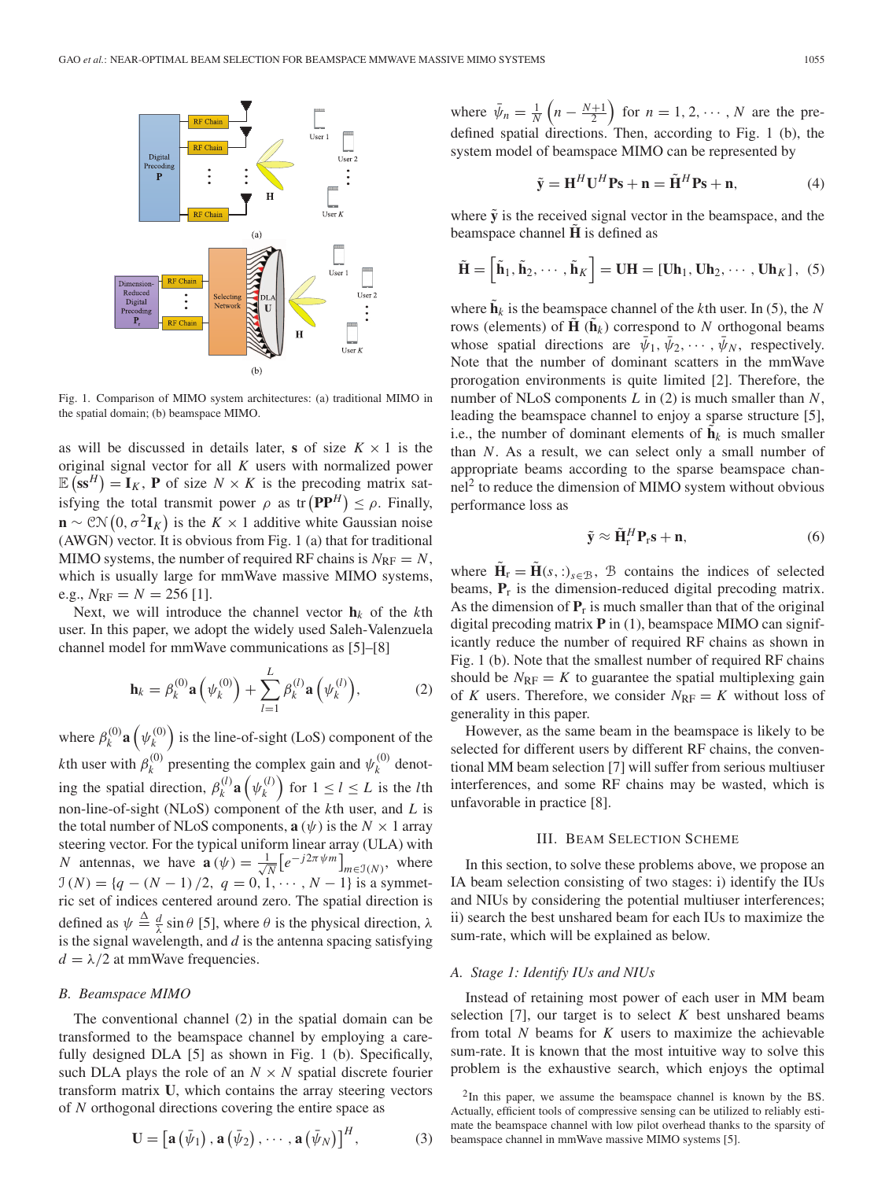Fig. 1. Comparison of MIMO system architectures: (a) traditional MIMO in the spatial domain; (b) beamspace MIMO.

as will be discussed in details later, $\mathbf{s}$ of size $K \times 1$ is the original signal vector for all $K$ users with normalized power $\mathbb{E}\left(\mathbf{s}\mathbf{s}^H\right) = \mathbf{I}_K$, $\mathbf{P}$ of size $N \times K$ is the precoding matrix satisfying the total transmit power $\rho$ as $\mathrm{tr}\left(\mathbf{P}\mathbf{P}^H\right) \leq \rho$. Finally, $\mathbf{n} \sim \mathcal{CN}\left(0, \sigma^2 \mathbf{I}_K\right)$ is the $K \times 1$ additive white Gaussian noise (AWGN) vector. It is obvious from Fig. 1 (a) that for traditional MIMO systems, the number of required RF chains is $N_{\text{RF}} = N$, which is usually large for mmWave massive MIMO systems, e.g., $N_{\text{RF}} = N = 256$ [1].

Next, we will introduce the channel vector $\mathbf{h}_k$ of the $k$th user. In this paper, we adopt the widely used Saleh-Valenzuela channel model for mmWave communications as [5]–[8]

$$\mathbf{h}_k = \beta_k^{(0)} \mathbf{a}\left(\psi_k^{(0)}\right) + \sum_{l=1}^{L} \beta_k^{(l)} \mathbf{a}\left(\psi_k^{(l)}\right), \tag{2}$$

where $\beta_k^{(0)} \mathbf{a}\left(\psi_k^{(0)}\right)$ is the line-of-sight (LoS) component of the $k$th user with $\beta_k^{(0)}$ presenting the complex gain and $\psi_k^{(0)}$ denoting the spatial direction, $\beta_k^{(l)} \mathbf{a}\left(\psi_k^{(l)}\right)$ for $1 \leq l \leq L$ is the $l$th non-line-of-sight (NLoS) component of the $k$th user, and $L$ is the total number of NLoS components, $\mathbf{a}(\psi)$ is the $N \times 1$ array steering vector. For the typical uniform linear array (ULA) with $N$ antennas, we have $\mathbf{a}(\psi) = \frac{1}{\sqrt{N}}\left[e^{-j2\pi\psi m}\right]_{m \in \mathcal{I}(N)}$, where $\mathcal{I}(N) = \{q - (N-1)/2,\ q = 0, 1, \cdots, N-1\}$ is a symmetric set of indices centered around zero. The spatial direction is defined as $\psi \triangleq \frac{d}{\lambda} \sin\theta$ [5], where $\theta$ is the physical direction, $\lambda$ is the signal wavelength, and $d$ is the antenna spacing satisfying $d = \lambda/2$ at mmWave frequencies.

### B. Beamspace MIMO

The conventional channel (2) in the spatial domain can be transformed to the beamspace channel by employing a carefully designed DLA [5] as shown in Fig. 1 (b). Specifically, such DLA plays the role of an $N \times N$ spatial discrete fourier transform matrix $\mathbf{U}$, which contains the array steering vectors of $N$ orthogonal directions covering the entire space as

$$\mathbf{U} = \left[\mathbf{a}\left(\bar{\psi}_1\right), \mathbf{a}\left(\bar{\psi}_2\right), \cdots, \mathbf{a}\left(\bar{\psi}_N\right)\right]^H, \tag{3}$$

where $\bar{\psi}_n = \frac{1}{N}\left(n - \frac{N+1}{2}\right)$ for $n = 1, 2, \cdots, N$ are the predefined spatial directions. Then, according to Fig. 1 (b), the system model of beamspace MIMO can be represented by

$$\tilde{\mathbf{y}} = \mathbf{H}^H \mathbf{U}^H \mathbf{P}\mathbf{s} + \mathbf{n} = \tilde{\mathbf{H}}^H \mathbf{P}\mathbf{s} + \mathbf{n}, \tag{4}$$

where $\tilde{\mathbf{y}}$ is the received signal vector in the beamspace, and the beamspace channel $\tilde{\mathbf{H}}$ is defined as

$$\tilde{\mathbf{H}} = \left[\tilde{\mathbf{h}}_1, \tilde{\mathbf{h}}_2, \cdots, \tilde{\mathbf{h}}_K\right] = \mathbf{U}\mathbf{H} = \left[\mathbf{U}\mathbf{h}_1, \mathbf{U}\mathbf{h}_2, \cdots, \mathbf{U}\mathbf{h}_K\right], \tag{5}$$

where $\tilde{\mathbf{h}}_k$ is the beamspace channel of the $k$th user. In (5), the $N$ rows (elements) of $\tilde{\mathbf{H}}$ ($\tilde{\mathbf{h}}_k$) correspond to $N$ orthogonal beams whose spatial directions are $\bar{\psi}_1, \bar{\psi}_2, \cdots, \bar{\psi}_N$, respectively. Note that the number of dominant scatters in the mmWave prorogation environments is quite limited [2]. Therefore, the number of NLoS components $L$ in (2) is much smaller than $N$, leading the beamspace channel to enjoy a sparse structure [5], i.e., the number of dominant elements of $\tilde{\mathbf{h}}_k$ is much smaller than $N$. As a result, we can select only a small number of appropriate beams according to the sparse beamspace channel[2] to reduce the dimension of MIMO system without obvious performance loss as

$$\tilde{\mathbf{y}} \approx \tilde{\mathbf{H}}_{\text{r}}^H \mathbf{P}_{\text{r}} \mathbf{s} + \mathbf{n}, \tag{6}$$

where $\tilde{\mathbf{H}}_{\text{r}} = \tilde{\mathbf{H}}(s,:)_{s \in \mathcal{B}}$, $\mathcal{B}$ contains the indices of selected beams, $\mathbf{P}_{\text{r}}$ is the dimension-reduced digital precoding matrix. As the dimension of $\mathbf{P}_{\text{r}}$ is much smaller than that of the original digital precoding matrix $\mathbf{P}$ in (1), beamspace MIMO can significantly reduce the number of required RF chains as shown in Fig. 1 (b). Note that the smallest number of required RF chains should be $N_{\text{RF}} = K$ to guarantee the spatial multiplexing gain of $K$ users. Therefore, we consider $N_{\text{RF}} = K$ without loss of generality in this paper.

However, as the same beam in the beamspace is likely to be selected for different users by different RF chains, the conventional MM beam selection [7] will suffer from serious multiuser interferences, and some RF chains may be wasted, which is unfavorable in practice [8].

## III. Beam Selection Scheme

In this section, to solve these problems above, we propose an IA beam selection consisting of two stages: i) identify the IUs and NIUs by considering the potential multiuser interferences; ii) search the best unshared beam for each IUs to maximize the sum-rate, which will be explained as below.

### A. Stage 1: Identify IUs and NIUs

Instead of retaining most power of each user in MM beam selection [7], our target is to select $K$ best unshared beams from total $N$ beams for $K$ users to maximize the achievable sum-rate. It is known that the most intuitive way to solve this problem is the exhaustive search, which enjoys the optimal

[2]In this paper, we assume the beamspace channel is known by the BS. Actually, efficient tools of compressive sensing can be utilized to reliably estimate the beamspace channel with low pilot overhead thanks to the sparsity of beamspace channel in mmWave massive MIMO systems [5].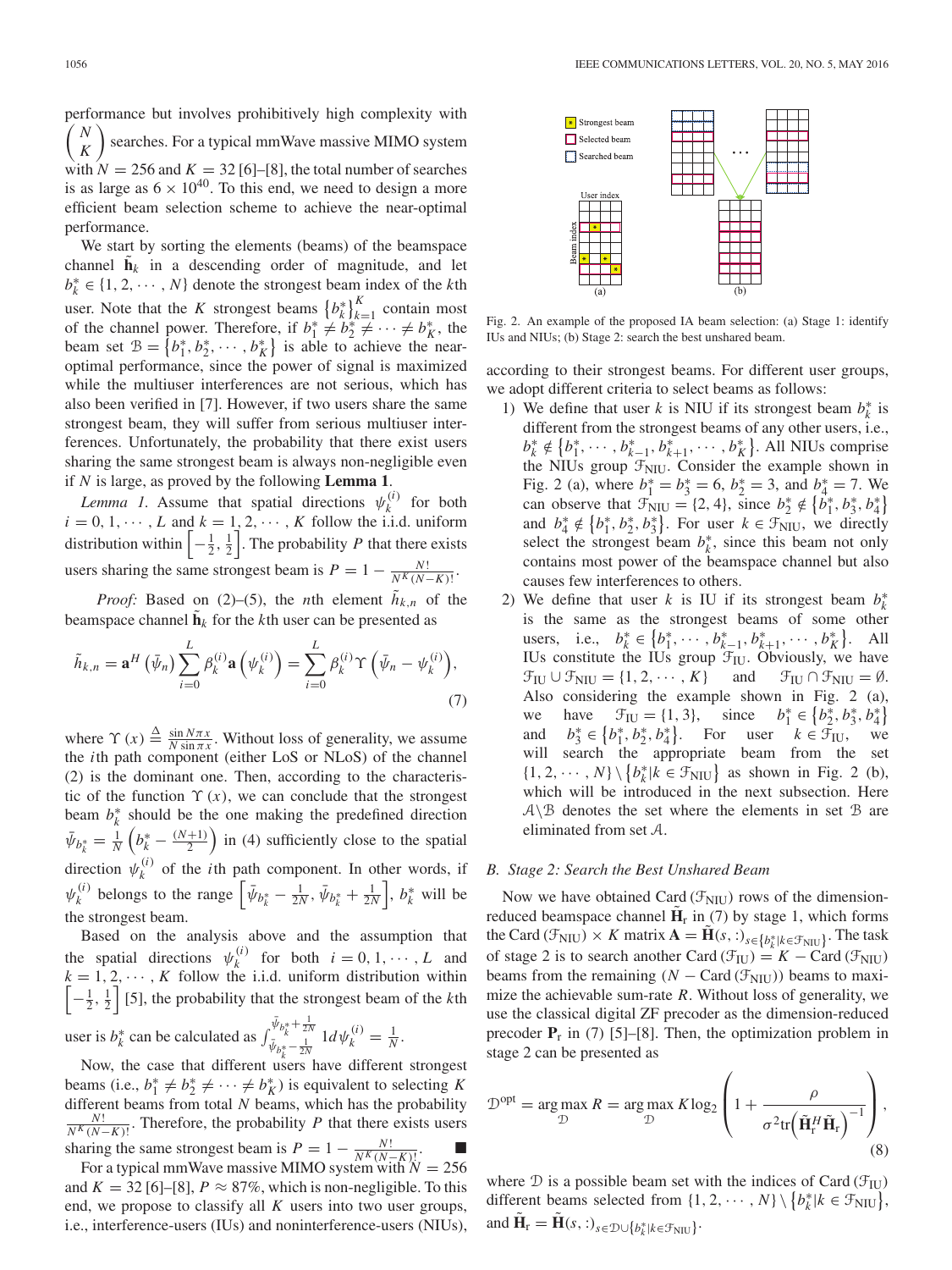performance but involves prohibitively high complexity with $\binom{N}{K}$ searches. For a typical mmWave massive MIMO system with $N = 256$ and $K = 32$ [6]–[8], the total number of searches is as large as $6 \times 10^{40}$. To this end, we need to design a more efficient beam selection scheme to achieve the near-optimal performance.

We start by sorting the elements (beams) of the beamspace channel $\tilde{\mathbf{h}}_k$ in a descending order of magnitude, and let $b_k^* \in \{1, 2, \cdots, N\}$ denote the strongest beam index of the $k$th user. Note that the $K$ strongest beams $\{b_k^*\}_{k=1}^K$ contain most of the channel power. Therefore, if $b_1^* \neq b_2^* \neq \cdots \neq b_K^*$, the beam set $\mathcal{B} = \{b_1^*, b_2^*, \cdots, b_K^*\}$ is able to achieve the near-optimal performance, since the power of signal is maximized while the multiuser interferences are not serious, which has also been verified in [7]. However, if two users share the same strongest beam, they will suffer from serious multiuser interferences. Unfortunately, the probability that there exist users sharing the same strongest beam is always non-negligible even if $N$ is large, as proved by the following **Lemma 1**.

*Lemma 1.* Assume that spatial directions $\psi_k^{(i)}$ for both $i = 0, 1, \cdots, L$ and $k = 1, 2, \cdots, K$ follow the i.i.d. uniform distribution within $\left[-\frac{1}{2}, \frac{1}{2}\right]$. The probability $P$ that there exists users sharing the same strongest beam is $P = 1 - \frac{N!}{N^K(N-K)!}$.

*Proof:* Based on (2)–(5), the $n$th element $\tilde{h}_{k,n}$ of the beamspace channel $\tilde{\mathbf{h}}_k$ for the $k$th user can be presented as

$$\tilde{h}_{k,n} = \mathbf{a}^H\left(\bar{\psi}_n\right)\sum_{i=0}^{L}\beta_k^{(i)}\mathbf{a}\left(\psi_k^{(i)}\right) = \sum_{i=0}^{L}\beta_k^{(i)}\Upsilon\left(\bar{\psi}_n - \psi_k^{(i)}\right), \tag{7}$$

where $\Upsilon(x) \triangleq \frac{\sin N\pi x}{N \sin \pi x}$. Without loss of generality, we assume the $i$th path component (either LoS or NLoS) of the channel (2) is the dominant one. Then, according to the characteristic of the function $\Upsilon(x)$, we can conclude that the strongest beam $b_k^*$ should be the one making the predefined direction $\bar{\psi}_{b_k^*} = \frac{1}{N}\left(b_k^* - \frac{(N+1)}{2}\right)$ in (4) sufficiently close to the spatial direction $\psi_k^{(i)}$ of the $i$th path component. In other words, if $\psi_k^{(i)}$ belongs to the range $\left[\bar{\psi}_{b_k^*} - \frac{1}{2N}, \bar{\psi}_{b_k^*} + \frac{1}{2N}\right]$, $b_k^*$ will be the strongest beam.

Based on the analysis above and the assumption that the spatial directions $\psi_k^{(i)}$ for both $i = 0, 1, \cdots, L$ and $k = 1, 2, \cdots, K$ follow the i.i.d. uniform distribution within $\left[-\frac{1}{2}, \frac{1}{2}\right]$ [5], the probability that the strongest beam of the $k$th user is $b_k^*$ can be calculated as $\int_{\bar{\psi}_{b_k^*}-\frac{1}{2N}}^{\bar{\psi}_{b_k^*}+\frac{1}{2N}} 1 d\psi_k^{(i)} = \frac{1}{N}$.

Now, the case that different users have different strongest beams (i.e., $b_1^* \neq b_2^* \neq \cdots \neq b_K^*$) is equivalent to selecting $K$ different beams from total $N$ beams, which has the probability $\frac{N!}{N^K(N-K)!}$. Therefore, the probability $P$ that there exists users sharing the same strongest beam is $P = 1 - \frac{N!}{N^K(N-K)!}$. ∎

For a typical mmWave massive MIMO system with $N = 256$ and $K = 32$ [6]–[8], $P \approx 87\%$, which is non-negligible. To this end, we propose to classify all $K$ users into two user groups, i.e., interference-users (IUs) and noninterference-users (NIUs), according to their strongest beams. For different user groups, we adopt different criteria to select beams as follows:

1) We define that user $k$ is NIU if its strongest beam $b_k^*$ is different from the strongest beams of any other users, i.e., $b_k^* \notin \{b_1^*, \cdots, b_{k-1}^*, b_{k+1}^*, \cdots, b_K^*\}$. All NIUs comprise the NIUs group $\mathcal{F}_{\text{NIU}}$. Consider the example shown in Fig. 2 (a), where $b_1^* = b_3^* = 6$, $b_2^* = 3$, and $b_4^* = 7$. We can observe that $\mathcal{F}_{\text{NIU}} = \{2, 4\}$, since $b_2^* \notin \{b_1^*, b_3^*, b_4^*\}$ and $b_4^* \notin \{b_1^*, b_2^*, b_3^*\}$. For user $k \in \mathcal{F}_{\text{NIU}}$, we directly select the strongest beam $b_k^*$, since this beam not only contains most power of the beamspace channel but also causes few interferences to others.

2) We define that user $k$ is IU if its strongest beam $b_k^*$ is the same as the strongest beams of some other users, i.e., $b_k^* \in \{b_1^*, \cdots, b_{k-1}^*, b_{k+1}^*, \cdots, b_K^*\}$. All IUs constitute the IUs group $\mathcal{F}_{\text{IU}}$. Obviously, we have $\mathcal{F}_{\text{IU}} \cup \mathcal{F}_{\text{NIU}} = \{1, 2, \cdots, K\}$ and $\mathcal{F}_{\text{IU}} \cap \mathcal{F}_{\text{NIU}} = \emptyset$. Also considering the example shown in Fig. 2 (a), we have $\mathcal{F}_{\text{IU}} = \{1, 3\}$, since $b_1^* \in \{b_2^*, b_3^*, b_4^*\}$ and $b_3^* \in \{b_1^*, b_2^*, b_4^*\}$. For user $k \in \mathcal{F}_{\text{IU}}$, we will search the appropriate beam from the set $\{1, 2, \cdots, N\} \backslash \{b_k^* | k \in \mathcal{F}_{\text{NIU}}\}$ as shown in Fig. 2 (b), which will be introduced in the next subsection. Here $\mathcal{A} \backslash \mathcal{B}$ denotes the set where the elements in set $\mathcal{B}$ are eliminated from set $\mathcal{A}$.

Fig. 2. An example of the proposed IA beam selection: (a) Stage 1: identify IUs and NIUs; (b) Stage 2: search the best unshared beam.

### B. Stage 2: Search the Best Unshared Beam

Now we have obtained Card $(\mathcal{F}_{\text{NIU}})$ rows of the dimension-reduced beamspace channel $\tilde{\mathbf{H}}_r$ in (7) by stage 1, which forms the Card $(\mathcal{F}_{\text{NIU}}) \times K$ matrix $\mathbf{A} = \tilde{\mathbf{H}}(s, :)_{s \in \{b_k^* | k \in \mathcal{F}_{\text{NIU}}\}}$. The task of stage 2 is to search another Card $(\mathcal{F}_{\text{IU}}) = K -$ Card $(\mathcal{F}_{\text{NIU}})$ beams from the remaining $(N -$ Card $(\mathcal{F}_{\text{NIU}}))$ beams to maximize the achievable sum-rate $R$. Without loss of generality, we use the classical digital ZF precoder as the dimension-reduced precoder $\mathbf{P}_r$ in (7) [5]–[8]. Then, the optimization problem in stage 2 can be presented as

$$\mathcal{D}^{\text{opt}} = \arg\max_{\mathcal{D}} R = \arg\max_{\mathcal{D}} K \log_2\left(1 + \frac{\rho}{\sigma^2 \text{tr}\left(\tilde{\mathbf{H}}_r^H \tilde{\mathbf{H}}_r\right)^{-1}}\right), \tag{8}$$

where $\mathcal{D}$ is a possible beam set with the indices of Card $(\mathcal{F}_{\text{IU}})$ different beams selected from $\{1, 2, \cdots, N\} \backslash \{b_k^* | k \in \mathcal{F}_{\text{NIU}}\}$, and $\tilde{\mathbf{H}}_r = \tilde{\mathbf{H}}(s, :)_{s \in \mathcal{D} \cup \{b_k^* | k \in \mathcal{F}_{\text{NIU}}\}}$.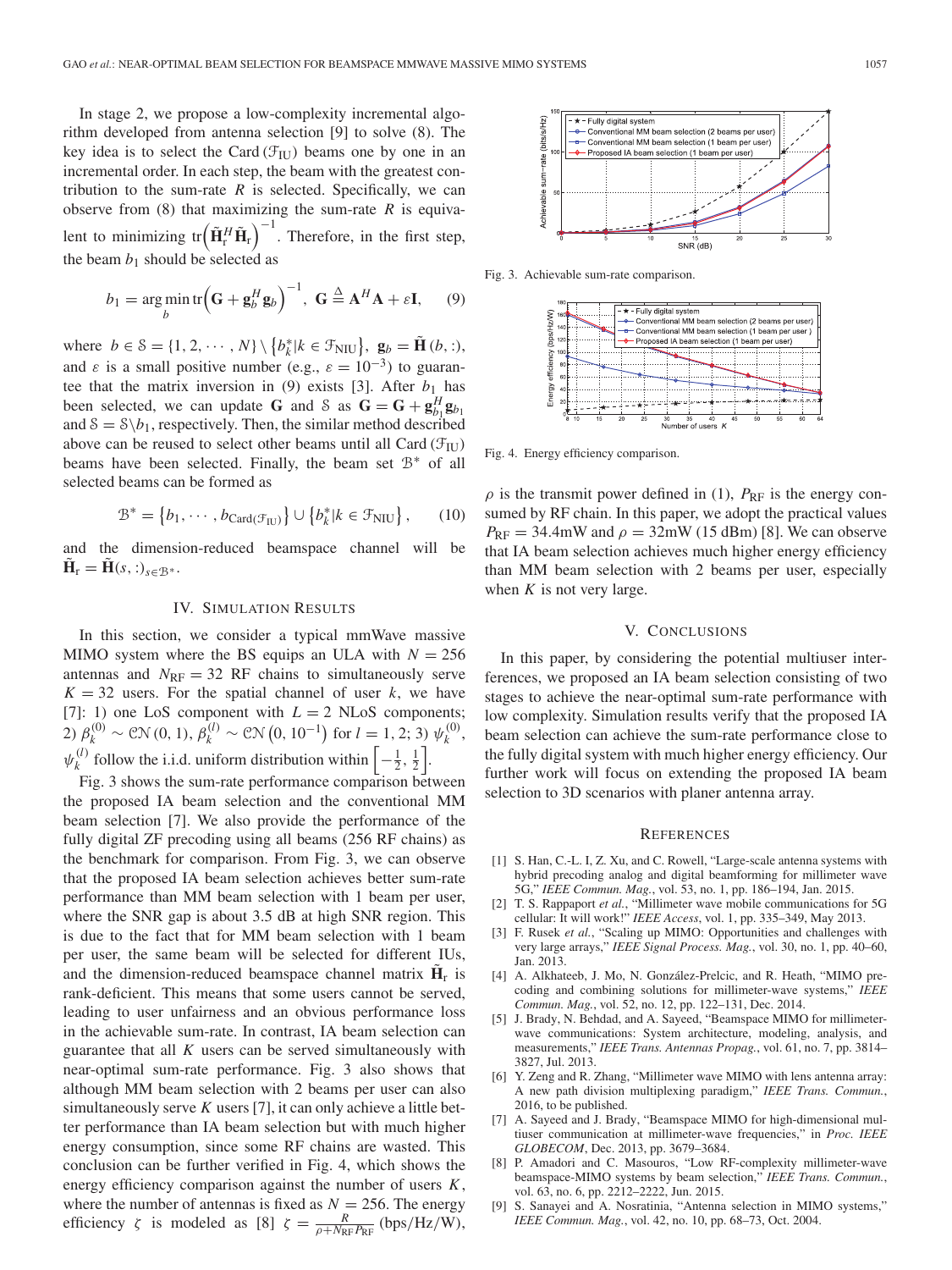In stage 2, we propose a low-complexity incremental algorithm developed from antenna selection [9] to solve (8). The key idea is to select the Card $(\mathcal{F}_{\text{IU}})$ beams one by one in an incremental order. In each step, the beam with the greatest contribution to the sum-rate $R$ is selected. Specifically, we can observe from (8) that maximizing the sum-rate $R$ is equivalent to minimizing $\text{tr}\left(\tilde{\mathbf{H}}_{\text{r}}^{H}\tilde{\mathbf{H}}_{\text{r}}\right)^{-1}$. Therefore, in the first step, the beam $b_1$ should be selected as

$$b_1 = \arg\min_{b} \text{tr}\left(\mathbf{G} + \mathbf{g}_b^H \mathbf{g}_b\right)^{-1},\ \mathbf{G} \triangleq \mathbf{A}^H\mathbf{A} + \varepsilon\mathbf{I}, \quad (9)$$

where $b \in \mathcal{S} = \{1, 2, \cdots, N\} \setminus \left\{b_k^* | k \in \mathcal{F}_{\text{NIU}}\right\}$, $\mathbf{g}_b = \tilde{\mathbf{H}}(b, :)$, and $\varepsilon$ is a small positive number (e.g., $\varepsilon = 10^{-3}$) to guarantee that the matrix inversion in (9) exists [3]. After $b_1$ has been selected, we can update $\mathbf{G}$ and $\mathcal{S}$ as $\mathbf{G} = \mathbf{G} + \mathbf{g}_{b_1}^H \mathbf{g}_{b_1}$ and $\mathcal{S} = \mathcal{S} \backslash b_1$, respectively. Then, the similar method described above can be reused to select other beams until all Card $(\mathcal{F}_{\text{IU}})$ beams have been selected. Finally, the beam set $\mathcal{B}^*$ of all selected beams can be formed as

$$\mathcal{B}^* = \left\{b_1, \cdots, b_{\text{Card}(\mathcal{F}_{\text{IU}})}\right\} \cup \left\{b_k^* | k \in \mathcal{F}_{\text{NIU}}\right\}, \quad (10)$$

and the dimension-reduced beamspace channel will be $\tilde{\mathbf{H}}_{\text{r}} = \tilde{\mathbf{H}}(s, :)_{s\in\mathcal{B}^*}$.

## IV. Simulation Results

In this section, we consider a typical mmWave massive MIMO system where the BS equips an ULA with $N = 256$ antennas and $N_{\text{RF}} = 32$ RF chains to simultaneously serve $K = 32$ users. For the spatial channel of user $k$, we have [7]: 1) one LoS component with $L = 2$ NLoS components; 2) $\beta_k^{(0)} \sim \mathcal{CN}(0, 1)$, $\beta_k^{(l)} \sim \mathcal{CN}\left(0, 10^{-1}\right)$ for $l = 1, 2$; 3) $\psi_k^{(0)}$, $\psi_k^{(l)}$ follow the i.i.d. uniform distribution within $\left[-\frac{1}{2}, \frac{1}{2}\right]$.

Fig. 3 shows the sum-rate performance comparison between the proposed IA beam selection and the conventional MM beam selection [7]. We also provide the performance of the fully digital ZF precoding using all beams (256 RF chains) as the benchmark for comparison. From Fig. 3, we can observe that the proposed IA beam selection achieves better sum-rate performance than MM beam selection with 1 beam per user, where the SNR gap is about 3.5 dB at high SNR region. This is due to the fact that for MM beam selection with 1 beam per user, the same beam will be selected for different IUs, and the dimension-reduced beamspace channel matrix $\tilde{\mathbf{H}}_{\text{r}}$ is rank-deficient. This means that some users cannot be served, leading to user unfairness and an obvious performance loss in the achievable sum-rate. In contrast, IA beam selection can guarantee that all $K$ users can be served simultaneously with near-optimal sum-rate performance. Fig. 3 also shows that although MM beam selection with 2 beams per user can also simultaneously serve $K$ users [7], it can only achieve a little better performance than IA beam selection but with much higher energy consumption, since some RF chains are wasted. This conclusion can be further verified in Fig. 4, which shows the energy efficiency comparison against the number of users $K$, where the number of antennas is fixed as $N = 256$. The energy efficiency $\zeta$ is modeled as [8] $\zeta = \frac{R}{\rho + N_{\text{RF}} P_{\text{RF}}}$ (bps/Hz/W), $\rho$ is the transmit power defined in (1), $P_{\text{RF}}$ is the energy consumed by RF chain. In this paper, we adopt the practical values $P_{\text{RF}} = 34.4\text{mW}$ and $\rho = 32\text{mW}$ (15 dBm) [8]. We can observe that IA beam selection achieves much higher energy efficiency than MM beam selection with 2 beams per user, especially when $K$ is not very large.

Achievable sum-rate (bits/s/Hz)
SNR (dB)
Fully digital system
Conventional MM beam selection (2 beams per user)
Conventional MM beam selection (1 beam per user)
Proposed IA beam selection (1 beam per user)

Fig. 3. Achievable sum-rate comparison.

Energy efficiency (bps/Hz/W)
Number of users K
Fully digital system
Conventional MM beam selection (2 beams per user)
Conventional MM beam selection (1 beam per user )
Proposed IA beam selection (1 beam per user)

Fig. 4. Energy efficiency comparison.

## V. Conclusions

In this paper, by considering the potential multiuser interferences, we proposed an IA beam selection consisting of two stages to achieve the near-optimal sum-rate performance with low complexity. Simulation results verify that the proposed IA beam selection can achieve the sum-rate performance close to the fully digital system with much higher energy efficiency. Our further work will focus on extending the proposed IA beam selection to 3D scenarios with planer antenna array.

## References

[1] S. Han, C.-L. I, Z. Xu, and C. Rowell, "Large-scale antenna systems with hybrid precoding analog and digital beamforming for millimeter wave 5G," *IEEE Commun. Mag.*, vol. 53, no. 1, pp. 186–194, Jan. 2015.

[2] T. S. Rappaport *et al.*, "Millimeter wave mobile communications for 5G cellular: It will work!" *IEEE Access*, vol. 1, pp. 335–349, May 2013.

[3] F. Rusek *et al.*, "Scaling up MIMO: Opportunities and challenges with very large arrays," *IEEE Signal Process. Mag.*, vol. 30, no. 1, pp. 40–60, Jan. 2013.

[4] A. Alkhateeb, J. Mo, N. González-Prelcic, and R. Heath, "MIMO precoding and combining solutions for millimeter-wave systems," *IEEE Commun. Mag.*, vol. 52, no. 12, pp. 122–131, Dec. 2014.

[5] J. Brady, N. Behdad, and A. Sayeed, "Beamspace MIMO for millimeter-wave communications: System architecture, modeling, analysis, and measurements," *IEEE Trans. Antennas Propag.*, vol. 61, no. 7, pp. 3814–3827, Jul. 2013.

[6] Y. Zeng and R. Zhang, "Millimeter wave MIMO with lens antenna array: A new path division multiplexing paradigm," *IEEE Trans. Commun.*, 2016, to be published.

[7] A. Sayeed and J. Brady, "Beamspace MIMO for high-dimensional multiuser communication at millimeter-wave frequencies," in *Proc. IEEE GLOBECOM*, Dec. 2013, pp. 3679–3684.

[8] P. Amadori and C. Masouros, "Low RF-complexity millimeter-wave beamspace-MIMO systems by beam selection," *IEEE Trans. Commun.*, vol. 63, no. 6, pp. 2212–2222, Jun. 2015.

[9] S. Sanayei and A. Nosratinia, "Antenna selection in MIMO systems," *IEEE Commun. Mag.*, vol. 42, no. 10, pp. 68–73, Oct. 2004.